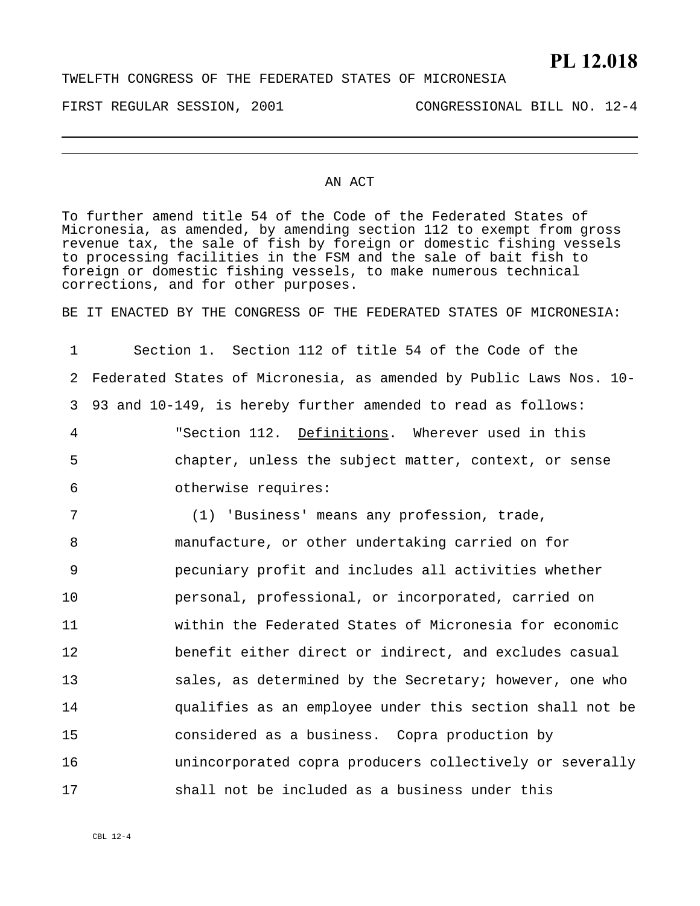**PL 12.018**

TWELFTH CONGRESS OF THE FEDERATED STATES OF MICRONESIA

FIRST REGULAR SESSION, 2001 CONGRESSIONAL BILL NO. 12-4

---

AN ACT

To further amend title 54 of the Code of the Federated States of Micronesia, as amended, by amending section 112 to exempt from gross revenue tax, the sale of fish by foreign or domestic fishing vessels to processing facilities in the FSM and the sale of bait fish to foreign or domestic fishing vessels, to make numerous technical corrections, and for other purposes.

BE IT ENACTED BY THE CONGRESS OF THE FEDERATED STATES OF MICRONESIA:

1 Section 1. Section 112 of title 54 of the Code of the
2 Federated States of Micronesia, as amended by Public Laws Nos. 10-
3 93 and 10-149, is hereby further amended to read as follows:
4 "Section 112. Definitions. Wherever used in this
5 chapter, unless the subject matter, context, or sense
6 otherwise requires:
7 (1) 'Business' means any profession, trade,
8 manufacture, or other undertaking carried on for
9 pecuniary profit and includes all activities whether
10 personal, professional, or incorporated, carried on
11 within the Federated States of Micronesia for economic
12 benefit either direct or indirect, and excludes casual
13 sales, as determined by the Secretary; however, one who
14 qualifies as an employee under this section shall not be
15 considered as a business. Copra production by
16 unincorporated copra producers collectively or severally
17 shall not be included as a business under this

CBL 12-4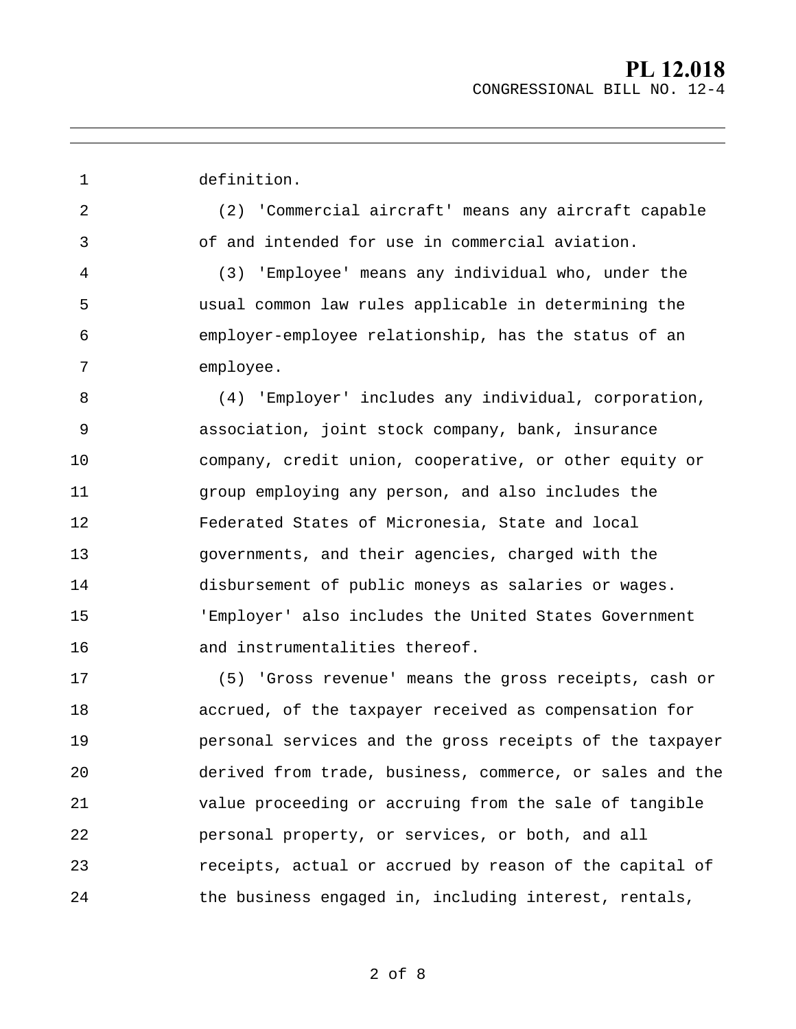definition.

(2) 'Commercial aircraft' means any aircraft capable of and intended for use in commercial aviation.

(3) 'Employee' means any individual who, under the usual common law rules applicable in determining the employer-employee relationship, has the status of an employee.

(4) 'Employer' includes any individual, corporation, association, joint stock company, bank, insurance company, credit union, cooperative, or other equity or group employing any person, and also includes the Federated States of Micronesia, State and local governments, and their agencies, charged with the disbursement of public moneys as salaries or wages. 'Employer' also includes the United States Government and instrumentalities thereof.

(5) 'Gross revenue' means the gross receipts, cash or accrued, of the taxpayer received as compensation for personal services and the gross receipts of the taxpayer derived from trade, business, commerce, or sales and the value proceeding or accruing from the sale of tangible personal property, or services, or both, and all receipts, actual or accrued by reason of the capital of the business engaged in, including interest, rentals,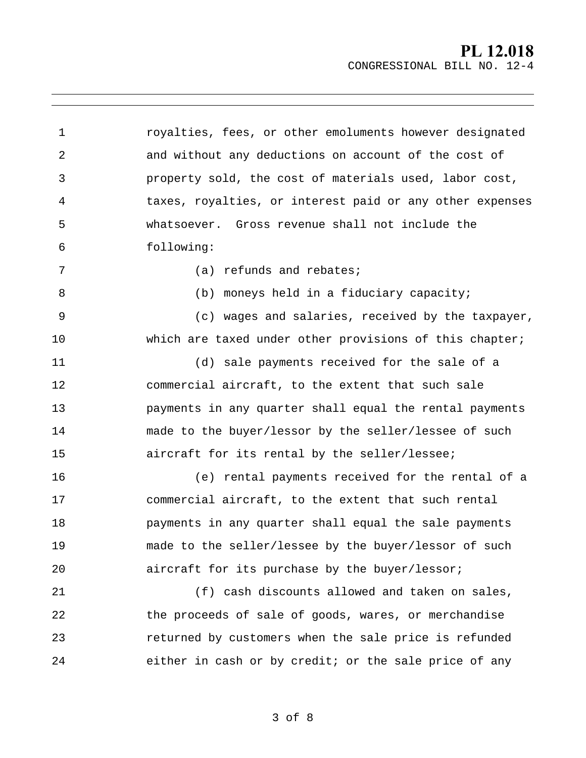royalties, fees, or other emoluments however designated and without any deductions on account of the cost of property sold, the cost of materials used, labor cost, taxes, royalties, or interest paid or any other expenses whatsoever. Gross revenue shall not include the following:

(a) refunds and rebates;

(b) moneys held in a fiduciary capacity;

(c) wages and salaries, received by the taxpayer, which are taxed under other provisions of this chapter;

(d) sale payments received for the sale of a commercial aircraft, to the extent that such sale payments in any quarter shall equal the rental payments made to the buyer/lessor by the seller/lessee of such aircraft for its rental by the seller/lessee;

(e) rental payments received for the rental of a commercial aircraft, to the extent that such rental payments in any quarter shall equal the sale payments made to the seller/lessee by the buyer/lessor of such aircraft for its purchase by the buyer/lessor;

(f) cash discounts allowed and taken on sales, the proceeds of sale of goods, wares, or merchandise returned by customers when the sale price is refunded either in cash or by credit; or the sale price of any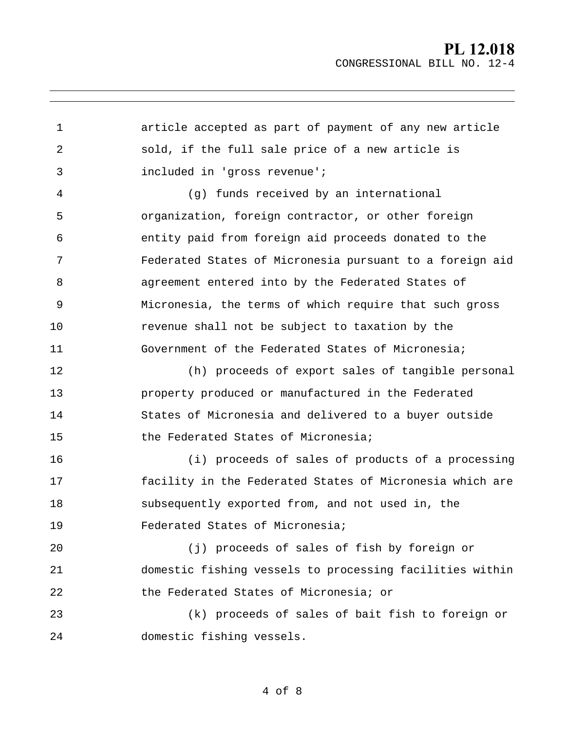article accepted as part of payment of any new article sold, if the full sale price of a new article is included in 'gross revenue';

(g) funds received by an international organization, foreign contractor, or other foreign entity paid from foreign aid proceeds donated to the Federated States of Micronesia pursuant to a foreign aid agreement entered into by the Federated States of Micronesia, the terms of which require that such gross revenue shall not be subject to taxation by the Government of the Federated States of Micronesia;

(h) proceeds of export sales of tangible personal property produced or manufactured in the Federated States of Micronesia and delivered to a buyer outside the Federated States of Micronesia;

(i) proceeds of sales of products of a processing facility in the Federated States of Micronesia which are subsequently exported from, and not used in, the Federated States of Micronesia;

(j) proceeds of sales of fish by foreign or domestic fishing vessels to processing facilities within the Federated States of Micronesia; or

(k) proceeds of sales of bait fish to foreign or domestic fishing vessels.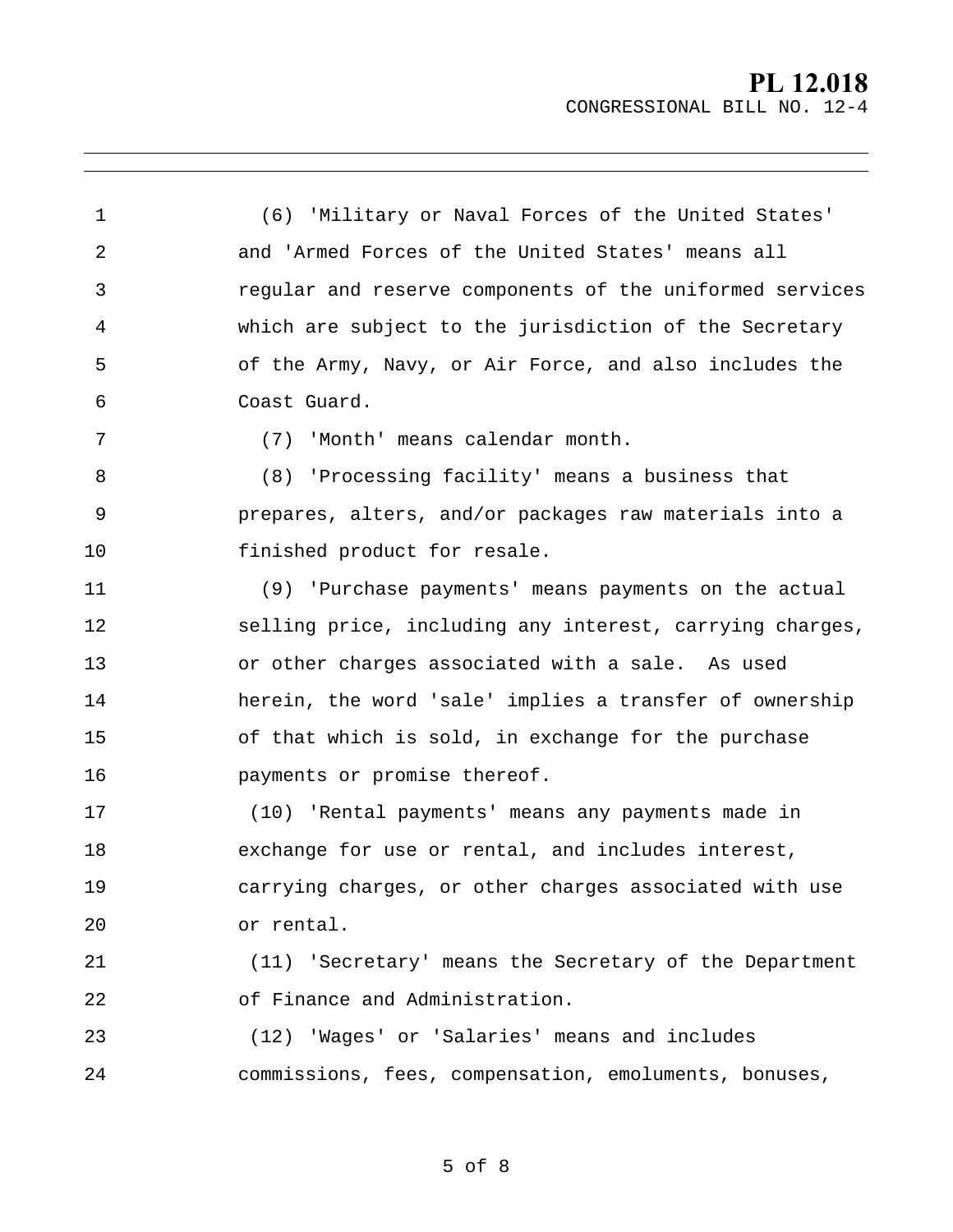(6) 'Military or Naval Forces of the United States' and 'Armed Forces of the United States' means all regular and reserve components of the uniformed services which are subject to the jurisdiction of the Secretary of the Army, Navy, or Air Force, and also includes the Coast Guard.

(7) 'Month' means calendar month.

(8) 'Processing facility' means a business that prepares, alters, and/or packages raw materials into a finished product for resale.

(9) 'Purchase payments' means payments on the actual selling price, including any interest, carrying charges, or other charges associated with a sale. As used herein, the word 'sale' implies a transfer of ownership of that which is sold, in exchange for the purchase payments or promise thereof.

(10) 'Rental payments' means any payments made in exchange for use or rental, and includes interest, carrying charges, or other charges associated with use or rental.

(11) 'Secretary' means the Secretary of the Department of Finance and Administration.

(12) 'Wages' or 'Salaries' means and includes commissions, fees, compensation, emoluments, bonuses,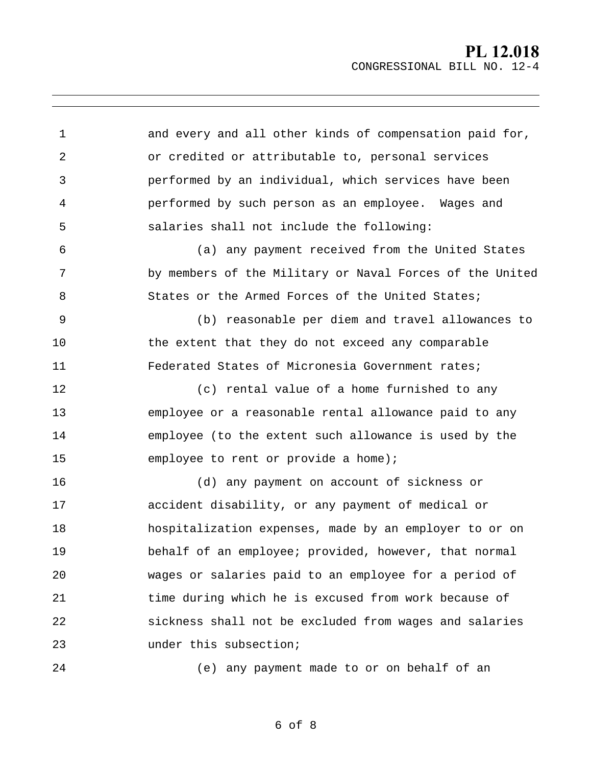and every and all other kinds of compensation paid for, or credited or attributable to, personal services performed by an individual, which services have been performed by such person as an employee. Wages and salaries shall not include the following:

(a) any payment received from the United States by members of the Military or Naval Forces of the United States or the Armed Forces of the United States;

(b) reasonable per diem and travel allowances to the extent that they do not exceed any comparable Federated States of Micronesia Government rates;

(c) rental value of a home furnished to any employee or a reasonable rental allowance paid to any employee (to the extent such allowance is used by the employee to rent or provide a home);

(d) any payment on account of sickness or accident disability, or any payment of medical or hospitalization expenses, made by an employer to or on behalf of an employee; provided, however, that normal wages or salaries paid to an employee for a period of time during which he is excused from work because of sickness shall not be excluded from wages and salaries under this subsection;

(e) any payment made to or on behalf of an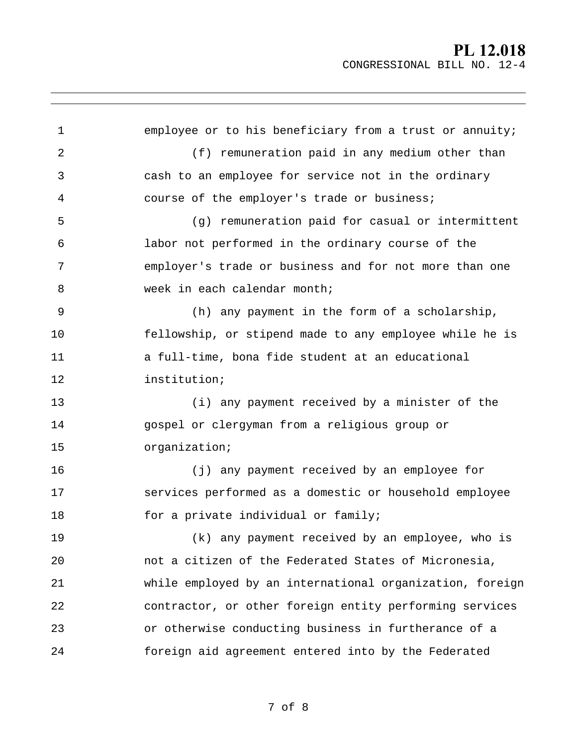employee or to his beneficiary from a trust or annuity;

(f) remuneration paid in any medium other than cash to an employee for service not in the ordinary course of the employer's trade or business;

(g) remuneration paid for casual or intermittent labor not performed in the ordinary course of the employer's trade or business and for not more than one week in each calendar month;

(h) any payment in the form of a scholarship, fellowship, or stipend made to any employee while he is a full-time, bona fide student at an educational institution;

(i) any payment received by a minister of the gospel or clergyman from a religious group or organization;

(j) any payment received by an employee for services performed as a domestic or household employee for a private individual or family;

(k) any payment received by an employee, who is not a citizen of the Federated States of Micronesia, while employed by an international organization, foreign contractor, or other foreign entity performing services or otherwise conducting business in furtherance of a foreign aid agreement entered into by the Federated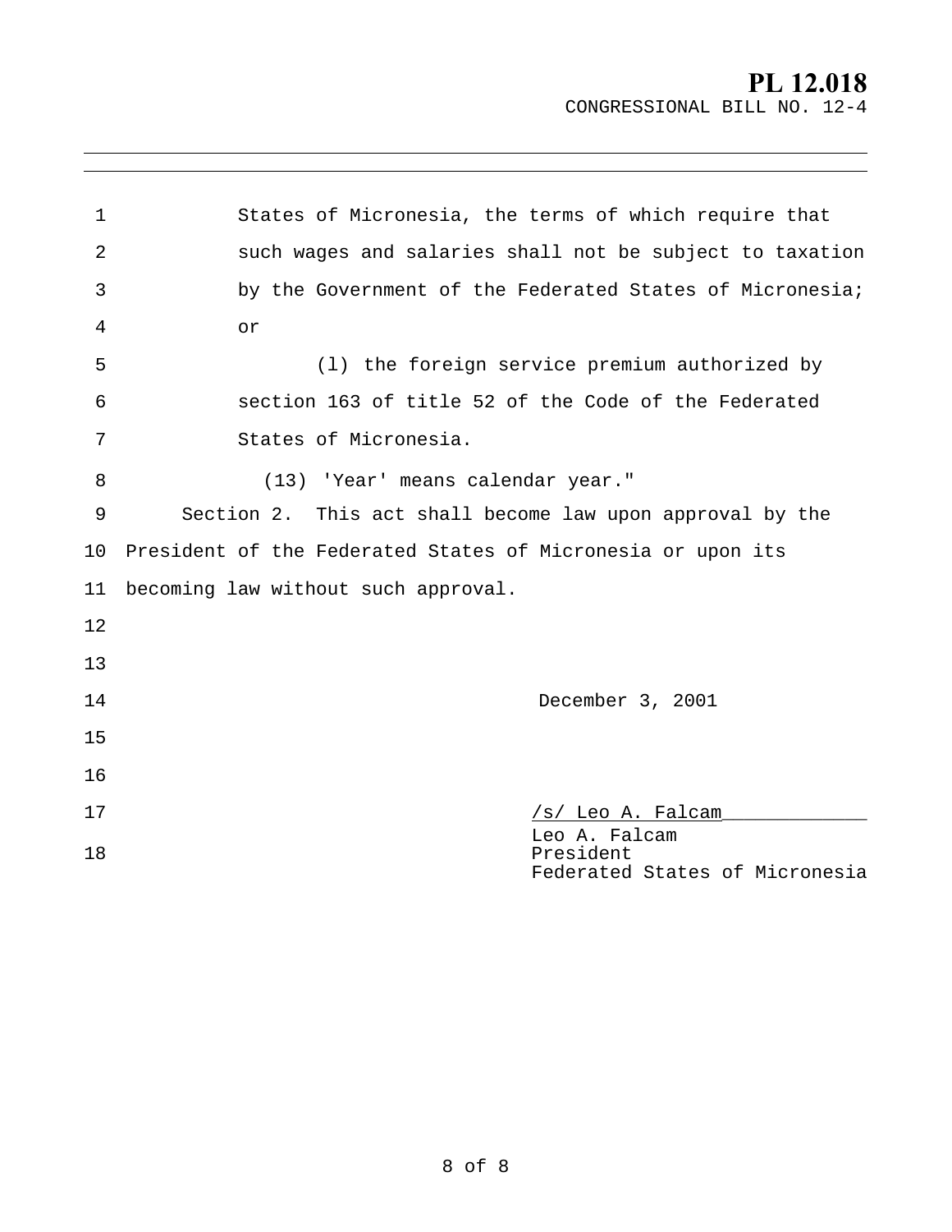**PL 12.018**
CONGRESSIONAL BILL NO. 12-4

States of Micronesia, the terms of which require that such wages and salaries shall not be subject to taxation by the Government of the Federated States of Micronesia; or

(l) the foreign service premium authorized by section 163 of title 52 of the Code of the Federated States of Micronesia.

(13) 'Year' means calendar year."

Section 2. This act shall become law upon approval by the President of the Federated States of Micronesia or upon its becoming law without such approval.

December 3, 2001

/s/ Leo A. Falcam
Leo A. Falcam
President
Federated States of Micronesia